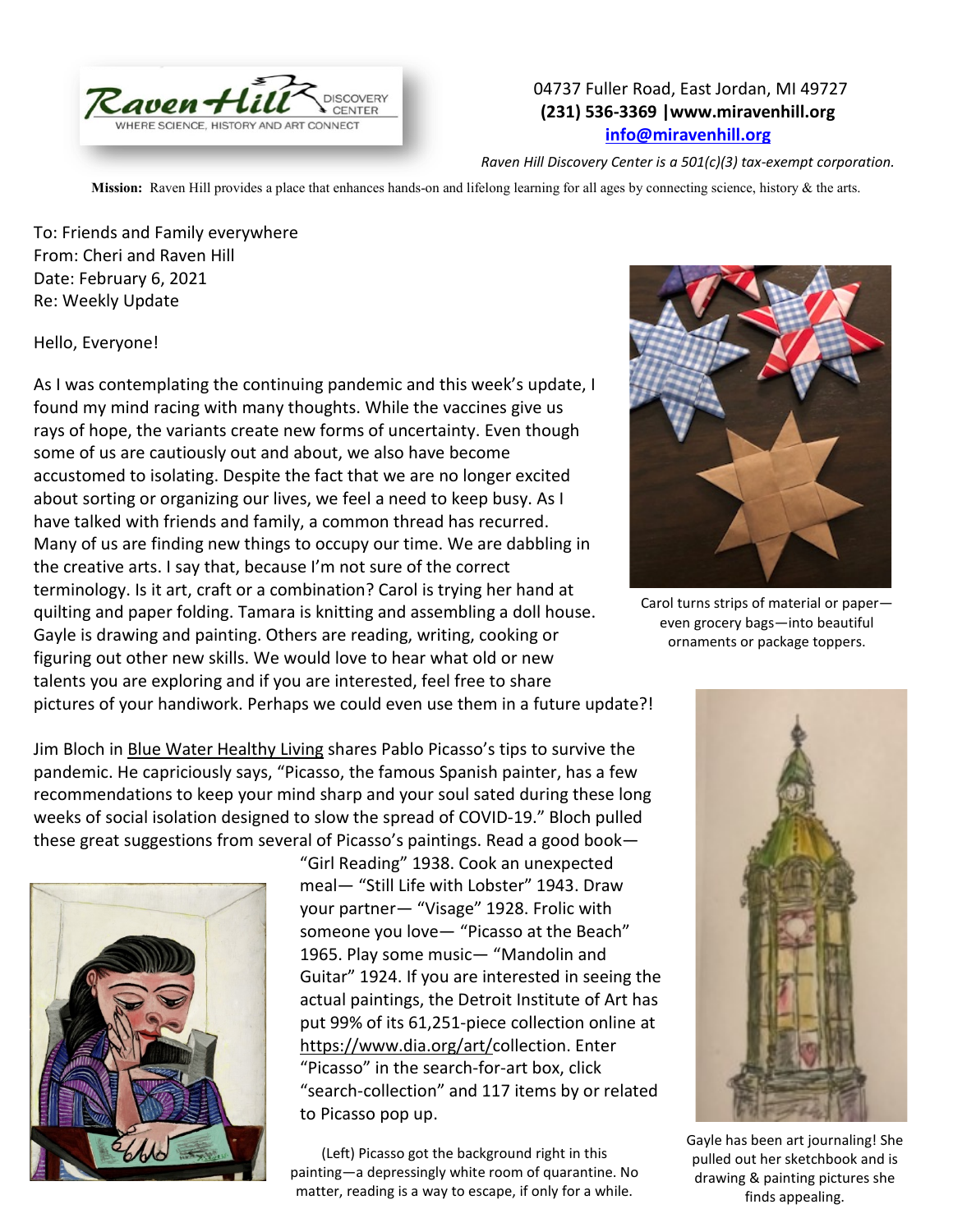Raven Hill DISCOVERY CENTER
WHERE SCIENCE, HISTORY AND ART CONNECT

04737 Fuller Road, East Jordan, MI 49727
**(231) 536-3369 |www.miravenhill.org**
**info@miravenhill.org**

*Raven Hill Discovery Center is a 501(c)(3) tax-exempt corporation.*

**Mission:** Raven Hill provides a place that enhances hands-on and lifelong learning for all ages by connecting science, history & the arts.

To: Friends and Family everywhere
From: Cheri and Raven Hill
Date: February 6, 2021
Re: Weekly Update

Hello, Everyone!

As I was contemplating the continuing pandemic and this week's update, I found my mind racing with many thoughts. While the vaccines give us rays of hope, the variants create new forms of uncertainty. Even though some of us are cautiously out and about, we also have become accustomed to isolating. Despite the fact that we are no longer excited about sorting or organizing our lives, we feel a need to keep busy. As I have talked with friends and family, a common thread has recurred. Many of us are finding new things to occupy our time. We are dabbling in the creative arts. I say that, because I'm not sure of the correct terminology. Is it art, craft or a combination? Carol is trying her hand at quilting and paper folding. Tamara is knitting and assembling a doll house. Gayle is drawing and painting. Others are reading, writing, cooking or figuring out other new skills. We would love to hear what old or new talents you are exploring and if you are interested, feel free to share pictures of your handiwork. Perhaps we could even use them in a future update?!

Carol turns strips of material or paper—even grocery bags—into beautiful ornaments or package toppers.

Jim Bloch in Blue Water Healthy Living shares Pablo Picasso's tips to survive the pandemic. He capriciously says, "Picasso, the famous Spanish painter, has a few recommendations to keep your mind sharp and your soul sated during these long weeks of social isolation designed to slow the spread of COVID-19." Bloch pulled these great suggestions from several of Picasso's paintings. Read a good book—"Girl Reading" 1938. Cook an unexpected meal— "Still Life with Lobster" 1943. Draw your partner— "Visage" 1928. Frolic with someone you love— "Picasso at the Beach" 1965. Play some music— "Mandolin and Guitar" 1924. If you are interested in seeing the actual paintings, the Detroit Institute of Art has put 99% of its 61,251-piece collection online at https://www.dia.org/art/collection. Enter "Picasso" in the search-for-art box, click "search-collection" and 117 items by or related to Picasso pop up.

(Left) Picasso got the background right in this painting—a depressingly white room of quarantine. No matter, reading is a way to escape, if only for a while.

Gayle has been art journaling! She pulled out her sketchbook and is drawing & painting pictures she finds appealing.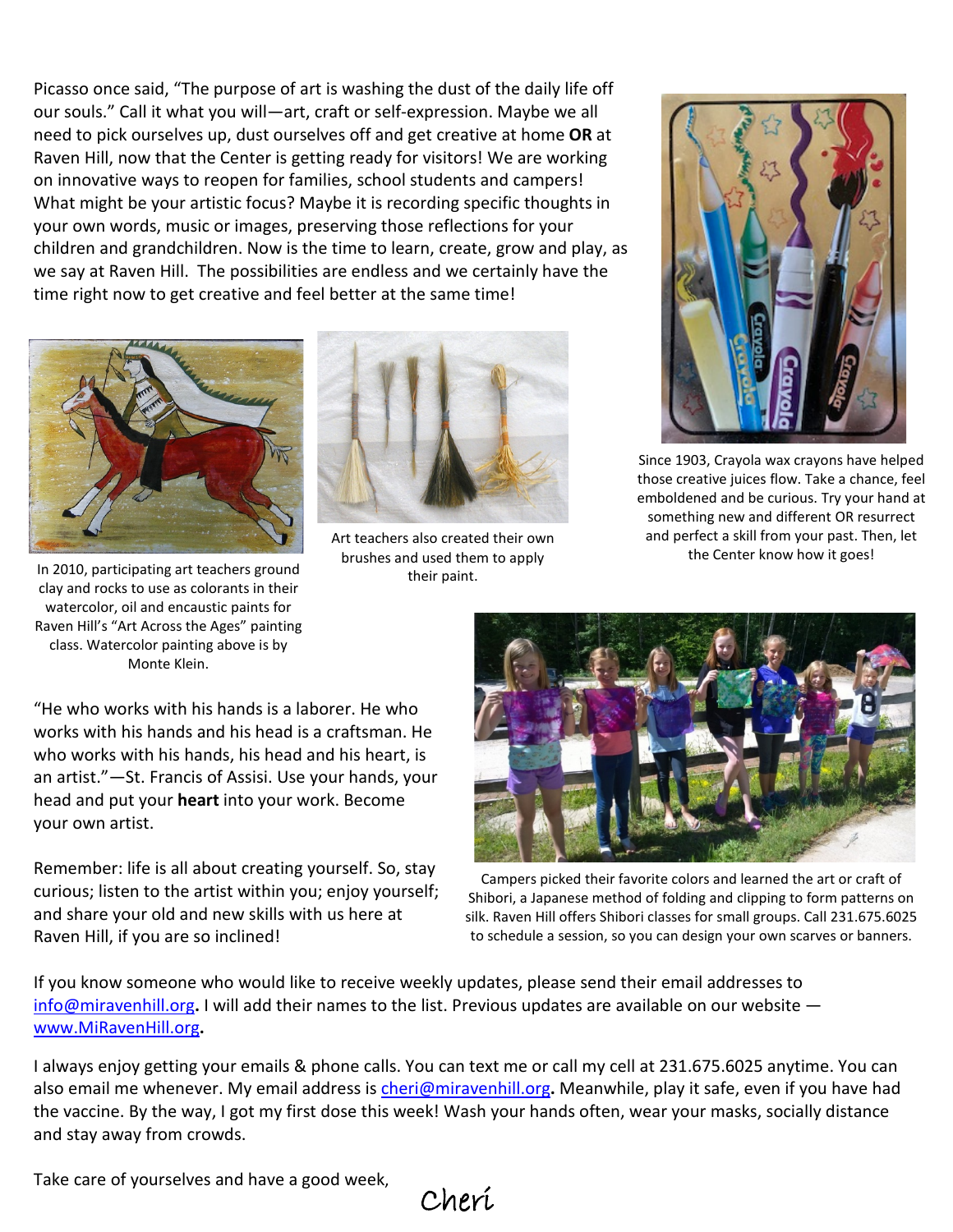Picasso once said, "The purpose of art is washing the dust of the daily life off our souls." Call it what you will—art, craft or self-expression. Maybe we all need to pick ourselves up, dust ourselves off and get creative at home **OR** at Raven Hill, now that the Center is getting ready for visitors! We are working on innovative ways to reopen for families, school students and campers! What might be your artistic focus? Maybe it is recording specific thoughts in your own words, music or images, preserving those reflections for your children and grandchildren. Now is the time to learn, create, grow and play, as we say at Raven Hill. The possibilities are endless and we certainly have the time right now to get creative and feel better at the same time!

Since 1903, Crayola wax crayons have helped those creative juices flow. Take a chance, feel emboldened and be curious. Try your hand at something new and different OR resurrect and perfect a skill from your past. Then, let the Center know how it goes!

In 2010, participating art teachers ground clay and rocks to use as colorants in their watercolor, oil and encaustic paints for Raven Hill's "Art Across the Ages" painting class. Watercolor painting above is by Monte Klein.

Art teachers also created their own brushes and used them to apply their paint.

"He who works with his hands is a laborer. He who works with his hands and his head is a craftsman. He who works with his hands, his head and his heart, is an artist."—St. Francis of Assisi. Use your hands, your head and put your **heart** into your work. Become your own artist.

Remember: life is all about creating yourself. So, stay curious; listen to the artist within you; enjoy yourself; and share your old and new skills with us here at Raven Hill, if you are so inclined!

Campers picked their favorite colors and learned the art or craft of Shibori, a Japanese method of folding and clipping to form patterns on silk. Raven Hill offers Shibori classes for small groups. Call 231.675.6025 to schedule a session, so you can design your own scarves or banners.

If you know someone who would like to receive weekly updates, please send their email addresses to info@miravenhill.org**.** I will add their names to the list. Previous updates are available on our website — www.MiRavenHill.org**.**

I always enjoy getting your emails & phone calls. You can text me or call my cell at 231.675.6025 anytime. You can also email me whenever. My email address is cheri@miravenhill.org**.** Meanwhile, play it safe, even if you have had the vaccine. By the way, I got my first dose this week! Wash your hands often, wear your masks, socially distance and stay away from crowds.

Take care of yourselves and have a good week,

Cheri